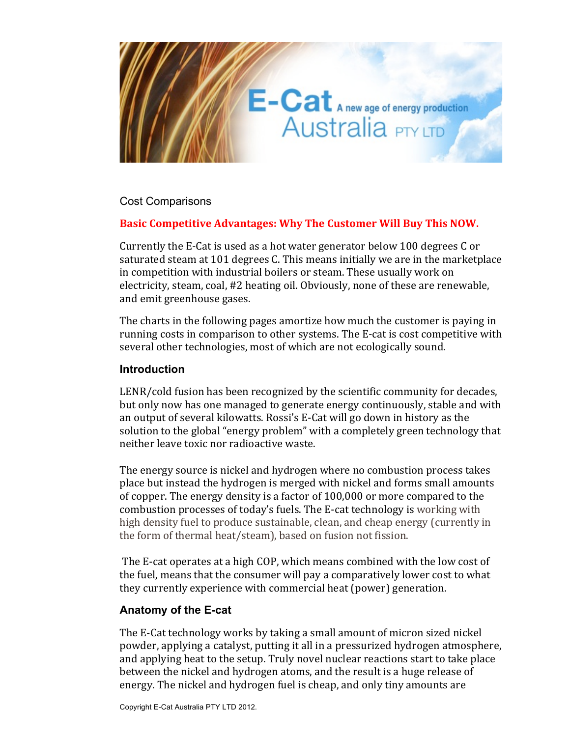Cost Comparisons

**Basic Competitive Advantages: Why The Customer Will Buy This NOW.**

Currently the E-Cat is used as a hot water generator below 100 degrees C or saturated steam at 101 degrees C. This means initially we are in the marketplace in competition with industrial boilers or steam. These usually work on electricity, steam, coal, #2 heating oil. Obviously, none of these are renewable, and emit greenhouse gases.

The charts in the following pages amortize how much the customer is paying in running costs in comparison to other systems. The E-cat is cost competitive with several other technologies, most of which are not ecologically sound.

## Introduction

LENR/cold fusion has been recognized by the scientific community for decades, but only now has one managed to generate energy continuously, stable and with an output of several kilowatts. Rossi's E-Cat will go down in history as the solution to the global "energy problem" with a completely green technology that neither leave toxic nor radioactive waste.

The energy source is nickel and hydrogen where no combustion process takes place but instead the hydrogen is merged with nickel and forms small amounts of copper. The energy density is a factor of 100,000 or more compared to the combustion processes of today's fuels. The E-cat technology is working with high density fuel to produce sustainable, clean, and cheap energy (currently in the form of thermal heat/steam), based on fusion not fission.

The E-cat operates at a high COP, which means combined with the low cost of the fuel, means that the consumer will pay a comparatively lower cost to what they currently experience with commercial heat (power) generation.

## Anatomy of the E-cat

The E-Cat technology works by taking a small amount of micron sized nickel powder, applying a catalyst, putting it all in a pressurized hydrogen atmosphere, and applying heat to the setup. Truly novel nuclear reactions start to take place between the nickel and hydrogen atoms, and the result is a huge release of energy. The nickel and hydrogen fuel is cheap, and only tiny amounts are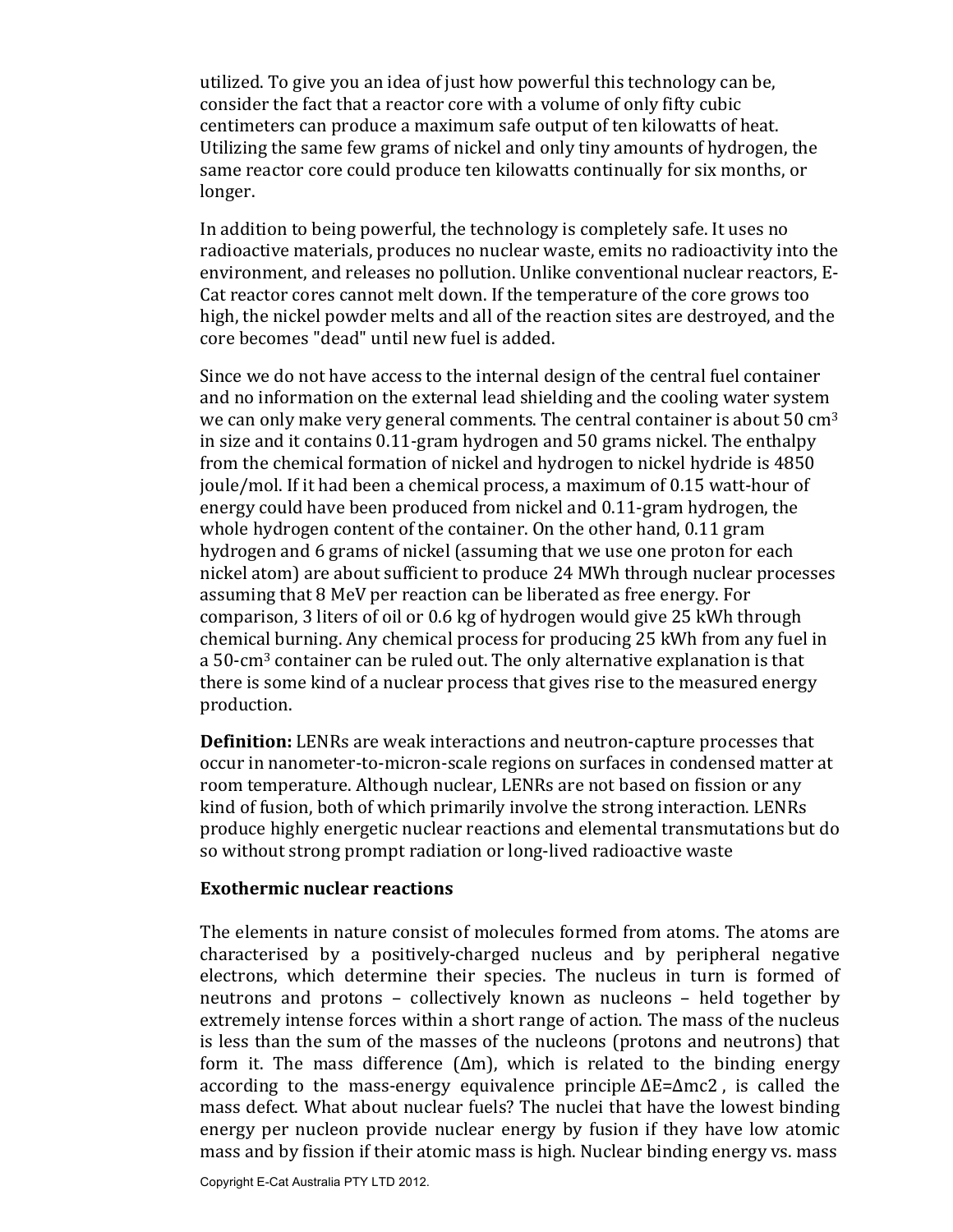utilized. To give you an idea of just how powerful this technology can be, consider the fact that a reactor core with a volume of only fifty cubic centimeters can produce a maximum safe output of ten kilowatts of heat. Utilizing the same few grams of nickel and only tiny amounts of hydrogen, the same reactor core could produce ten kilowatts continually for six months, or longer.

In addition to being powerful, the technology is completely safe. It uses no radioactive materials, produces no nuclear waste, emits no radioactivity into the environment, and releases no pollution. Unlike conventional nuclear reactors, E-Cat reactor cores cannot melt down. If the temperature of the core grows too high, the nickel powder melts and all of the reaction sites are destroyed, and the core becomes "dead" until new fuel is added.

Since we do not have access to the internal design of the central fuel container and no information on the external lead shielding and the cooling water system we can only make very general comments. The central container is about 50 $cm^3$ in size and it contains 0.11-gram hydrogen and 50 grams nickel. The enthalpy from the chemical formation of nickel and hydrogen to nickel hydride is 4850 joule/mol. If it had been a chemical process, a maximum of 0.15 watt-hour of energy could have been produced from nickel and 0.11-gram hydrogen, the whole hydrogen content of the container. On the other hand, 0.11 gram hydrogen and 6 grams of nickel (assuming that we use one proton for each nickel atom) are about sufficient to produce 24 MWh through nuclear processes assuming that 8 MeV per reaction can be liberated as free energy. For comparison, 3 liters of oil or 0.6 kg of hydrogen would give 25 kWh through chemical burning. Any chemical process for producing 25 kWh from any fuel in a 50-$cm^3$ container can be ruled out. The only alternative explanation is that there is some kind of a nuclear process that gives rise to the measured energy production.

**Definition:** LENRs are weak interactions and neutron-capture processes that occur in nanometer-to-micron-scale regions on surfaces in condensed matter at room temperature. Although nuclear, LENRs are not based on fission or any kind of fusion, both of which primarily involve the strong interaction. LENRs produce highly energetic nuclear reactions and elemental transmutations but do so without strong prompt radiation or long-lived radioactive waste

**Exothermic nuclear reactions**

The elements in nature consist of molecules formed from atoms. The atoms are characterised by a positively-charged nucleus and by peripheral negative electrons, which determine their species. The nucleus in turn is formed of neutrons and protons – collectively known as nucleons – held together by extremely intense forces within a short range of action. The mass of the nucleus is less than the sum of the masses of the nucleons (protons and neutrons) that form it. The mass difference ($\Delta m$), which is related to the binding energy according to the mass-energy equivalence principle $\Delta E = \Delta mc2$ , is called the mass defect. What about nuclear fuels? The nuclei that have the lowest binding energy per nucleon provide nuclear energy by fusion if they have low atomic mass and by fission if their atomic mass is high. Nuclear binding energy vs. mass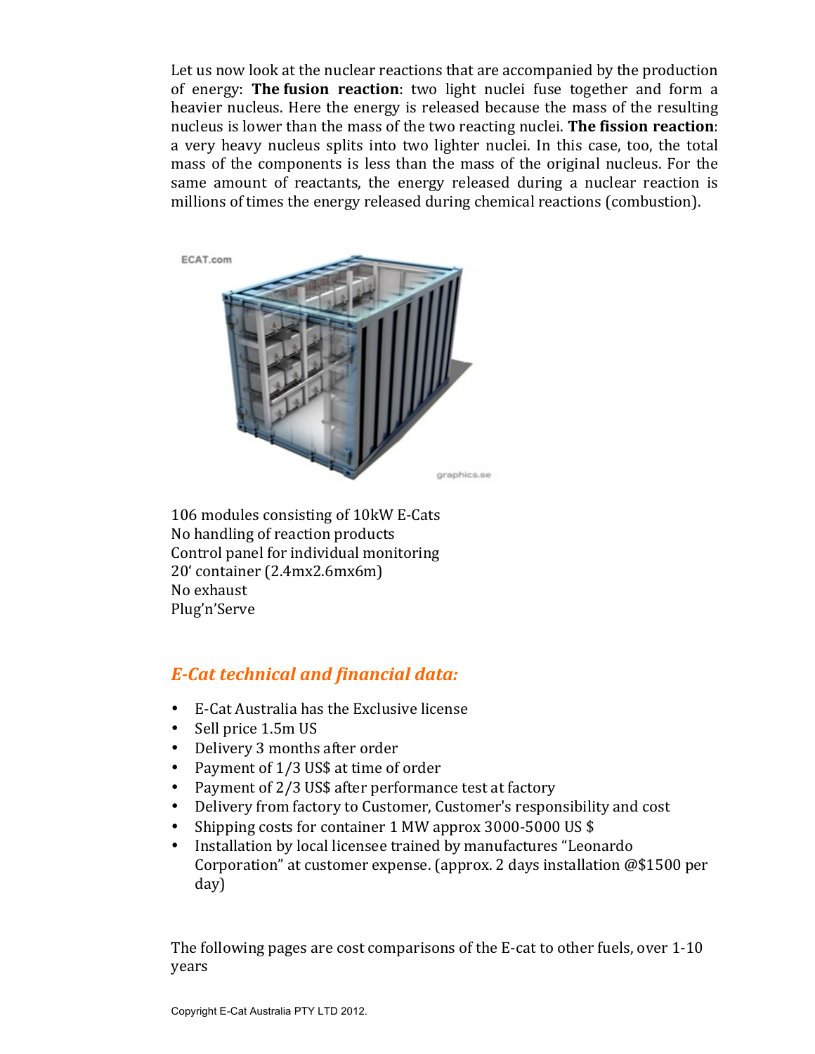Let us now look at the nuclear reactions that are accompanied by the production of energy: **The fusion reaction**: two light nuclei fuse together and form a heavier nucleus. Here the energy is released because the mass of the resulting nucleus is lower than the mass of the two reacting nuclei. **The fission reaction**: a very heavy nucleus splits into two lighter nuclei. In this case, too, the total mass of the components is less than the mass of the original nucleus. For the same amount of reactants, the energy released during a nuclear reaction is millions of times the energy released during chemical reactions (combustion).

106 modules consisting of 10kW E-Cats
No handling of reaction products
Control panel for individual monitoring
20' container (2.4mx2.6mx6m)
No exhaust
Plug'n'Serve

## *E-Cat technical and financial data:*

- E-Cat Australia has the Exclusive license
- Sell price 1.5m US
- Delivery 3 months after order
- Payment of 1/3 US$ at time of order
- Payment of 2/3 US$ after performance test at factory
- Delivery from factory to Customer, Customer's responsibility and cost
- Shipping costs for container 1 MW approx 3000-5000 US $
- Installation by local licensee trained by manufactures "Leonardo Corporation" at customer expense. (approx. 2 days installation @$1500 per day)

The following pages are cost comparisons of the E-cat to other fuels, over 1-10 years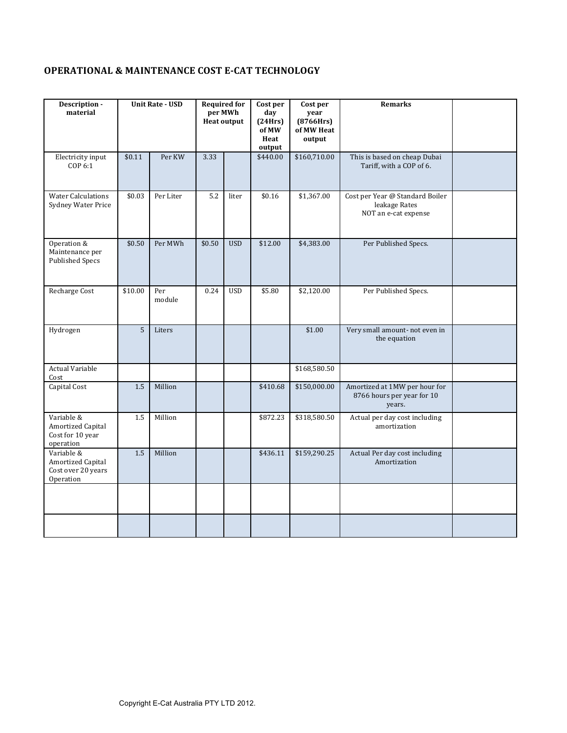## OPERATIONAL & MAINTENANCE COST E-CAT TECHNOLOGY

| Description - material | Unit Rate - USD | | Required for per MWh Heat output | | Cost per day (24Hrs) of MW Heat output | Cost per year (8766Hrs) of MW Heat output | Remarks | |
|---|---|---|---|---|---|---|---|---|
| Electricity input COP 6:1 | $0.11 | Per KW | 3.33 | | $440.00 | $160,710.00 | This is based on cheap Dubai Tariff, with a COP of 6. | |
| Water Calculations Sydney Water Price | $0.03 | Per Liter | 5.2 | liter | $0.16 | $1,367.00 | Cost per Year @ Standard Boiler leakage Rates NOT an e-cat expense | |
| Operation & Maintenance per Published Specs | $0.50 | Per MWh | $0.50 | USD | $12.00 | $4,383.00 | Per Published Specs. | |
| Recharge Cost | $10.00 | Per module | 0.24 | USD | $5.80 | $2,120.00 | Per Published Specs. | |
| Hydrogen | 5 | Liters | | | | $1.00 | Very small amount- not even in the equation | |
| Actual Variable Cost | | | | | | $168,580.50 | | |
| Capital Cost | 1.5 | Million | | | $410.68 | $150,000.00 | Amortized at 1MW per hour for 8766 hours per year for 10 years. | |
| Variable & Amortized Capital Cost for 10 year operation | 1.5 | Million | | | $872.23 | $318,580.50 | Actual per day cost including amortization | |
| Variable & Amortized Capital Cost over 20 years Operation | 1.5 | Million | | | $436.11 | $159,290.25 | Actual Per day cost including Amortization | |
| | | | | | | | | |
| | | | | | | | | |

Copyright E-Cat Australia PTY LTD 2012.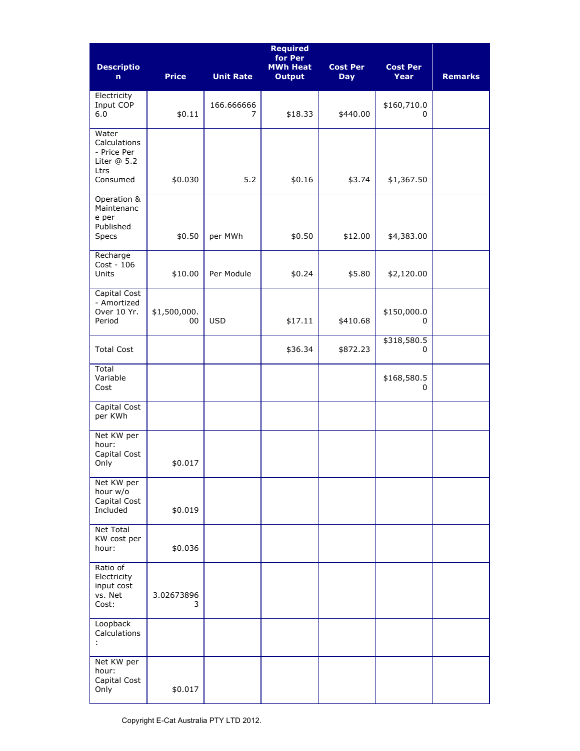| Description | Price | Unit Rate | Required for Per MWh Heat Output | Cost Per Day | Cost Per Year | Remarks |
|---|---|---|---|---|---|---|
| Electricity Input COP 6.0 | $0.11 | 166.6666667 | $18.33 | $440.00 | $160,710.00 | |
| Water Calculations - Price Per Liter @ 5.2 Ltrs Consumed | $0.030 | 5.2 | $0.16 | $3.74 | $1,367.50 | |
| Operation & Maintenance per Published Specs | $0.50 | per MWh | $0.50 | $12.00 | $4,383.00 | |
| Recharge Cost - 106 Units | $10.00 | Per Module | $0.24 | $5.80 | $2,120.00 | |
| Capital Cost - Amortized Over 10 Yr. Period | $1,500,000.00 | USD | $17.11 | $410.68 | $150,000.00 | |
| Total Cost | | | $36.34 | $872.23 | $318,580.50 | |
| Total Variable Cost | | | | | $168,580.50 | |
| Capital Cost per KWh | | | | | | |
| Net KW per hour: Capital Cost Only | $0.017 | | | | | |
| Net KW per hour w/o Capital Cost Included | $0.019 | | | | | |
| Net Total KW cost per hour: | $0.036 | | | | | |
| Ratio of Electricity input cost vs. Net Cost: | 3.026738963 | | | | | |
| Loopback Calculations: | | | | | | |
| Net KW per hour: Capital Cost Only | $0.017 | | | | | |

Copyright E-Cat Australia PTY LTD 2012.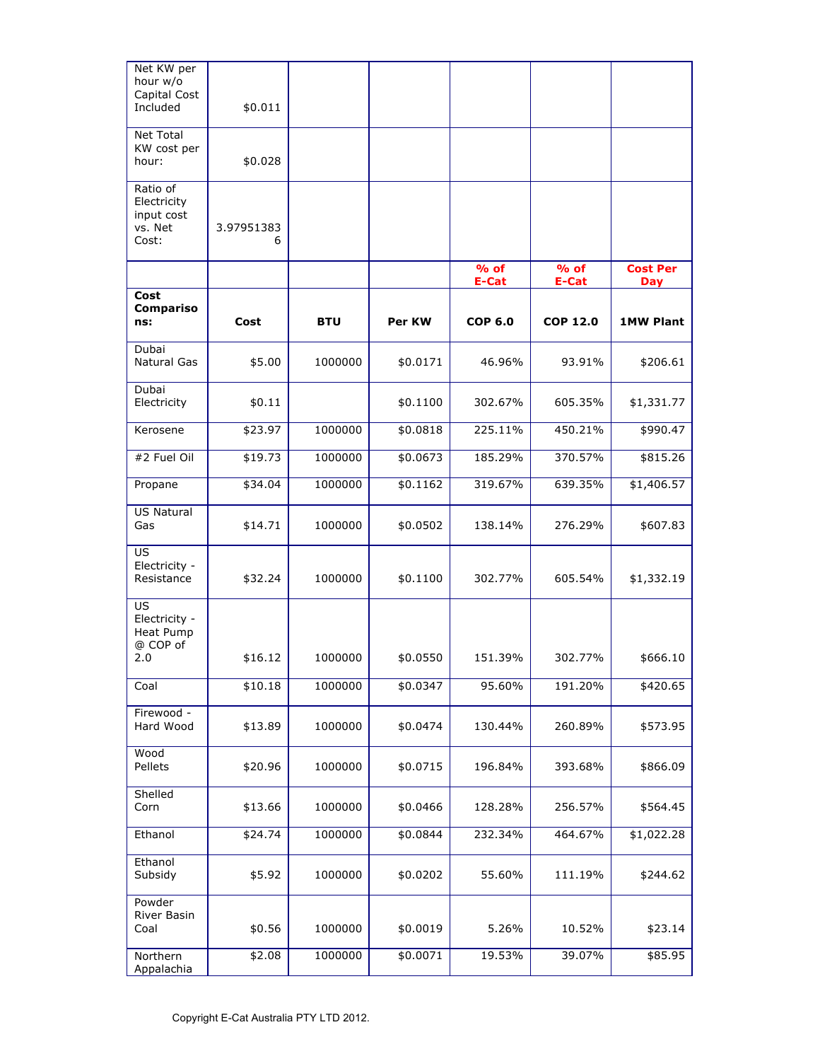| | | | | | | |
|---|---|---|---|---|---|---|
| Net KW per hour w/o Capital Cost Included | $0.011 | | | | | |
| Net Total KW cost per hour: | $0.028 | | | | | |
| Ratio of Electricity input cost vs. Net Cost: | 3.979513836 | | | | | |
| | | | | **% of E-Cat** | **% of E-Cat** | **Cost Per Day** |
| **Cost Comparisons:** | **Cost** | **BTU** | **Per KW** | **COP 6.0** | **COP 12.0** | **1MW Plant** |
| Dubai Natural Gas | $5.00 | 1000000 | $0.0171 | 46.96% | 93.91% | $206.61 |
| Dubai Electricity | $0.11 | | $0.1100 | 302.67% | 605.35% | $1,331.77 |
| Kerosene | $23.97 | 1000000 | $0.0818 | 225.11% | 450.21% | $990.47 |
| #2 Fuel Oil | $19.73 | 1000000 | $0.0673 | 185.29% | 370.57% | $815.26 |
| Propane | $34.04 | 1000000 | $0.1162 | 319.67% | 639.35% | $1,406.57 |
| US Natural Gas | $14.71 | 1000000 | $0.0502 | 138.14% | 276.29% | $607.83 |
| US Electricity - Resistance | $32.24 | 1000000 | $0.1100 | 302.77% | 605.54% | $1,332.19 |
| US Electricity - Heat Pump @ COP of 2.0 | $16.12 | 1000000 | $0.0550 | 151.39% | 302.77% | $666.10 |
| Coal | $10.18 | 1000000 | $0.0347 | 95.60% | 191.20% | $420.65 |
| Firewood - Hard Wood | $13.89 | 1000000 | $0.0474 | 130.44% | 260.89% | $573.95 |
| Wood Pellets | $20.96 | 1000000 | $0.0715 | 196.84% | 393.68% | $866.09 |
| Shelled Corn | $13.66 | 1000000 | $0.0466 | 128.28% | 256.57% | $564.45 |
| Ethanol | $24.74 | 1000000 | $0.0844 | 232.34% | 464.67% | $1,022.28 |
| Ethanol Subsidy | $5.92 | 1000000 | $0.0202 | 55.60% | 111.19% | $244.62 |
| Powder River Basin Coal | $0.56 | 1000000 | $0.0019 | 5.26% | 10.52% | $23.14 |
| Northern Appalachia | $2.08 | 1000000 | $0.0071 | 19.53% | 39.07% | $85.95 |

Copyright E-Cat Australia PTY LTD 2012.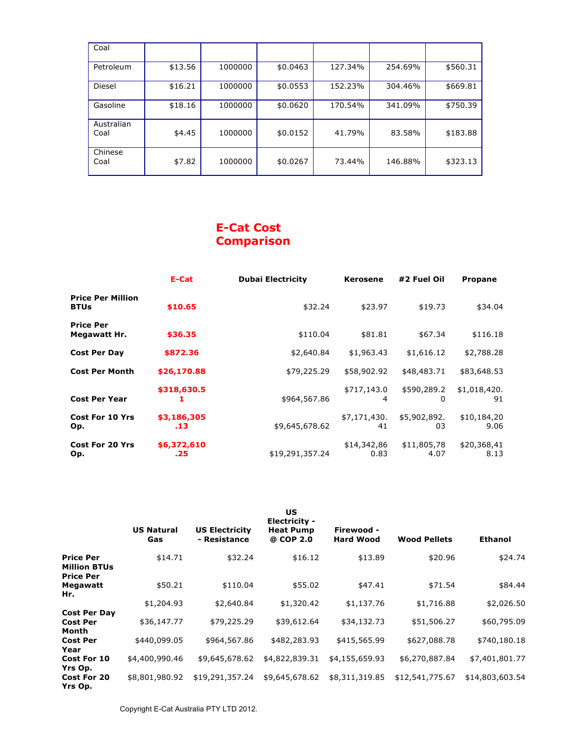| | | | | | | |
|---|---|---|---|---|---|---|
| Coal | | | | | | |
| Petroleum | $13.56 | 1000000 | $0.0463 | 127.34% | 254.69% | $560.31 |
| Diesel | $16.21 | 1000000 | $0.0553 | 152.23% | 304.46% | $669.81 |
| Gasoline | $18.16 | 1000000 | $0.0620 | 170.54% | 341.09% | $750.39 |
| Australian Coal | $4.45 | 1000000 | $0.0152 | 41.79% | 83.58% | $183.88 |
| Chinese Coal | $7.82 | 1000000 | $0.0267 | 73.44% | 146.88% | $323.13 |

## E-Cat Cost Comparison

| | **E-Cat** | **Dubai Electricity** | **Kerosene** | **#2 Fuel Oil** | **Propane** |
|---|---|---|---|---|---|
| **Price Per Million BTUs** | **$10.65** | $32.24 | $23.97 | $19.73 | $34.04 |
| **Price Per Megawatt Hr.** | **$36.35** | $110.04 | $81.81 | $67.34 | $116.18 |
| **Cost Per Day** | **$872.36** | $2,640.84 | $1,963.43 | $1,616.12 | $2,788.28 |
| **Cost Per Month** | **$26,170.88** | $79,225.29 | $58,902.92 | $48,483.71 | $83,648.53 |
| **Cost Per Year** | **$318,630.51** | $964,567.86 | $717,143.04 | $590,289.20 | $1,018,420.91 |
| **Cost For 10 Yrs Op.** | **$3,186,305.13** | $9,645,678.62 | $7,171,430.41 | $5,902,892.03 | $10,184,209.06 |
| **Cost For 20 Yrs Op.** | **$6,372,610.25** | $19,291,357.24 | $14,342,860.83 | $11,805,784.07 | $20,368,418.13 |

| | **US Natural Gas** | **US Electricity - Resistance** | **US Electricity - Heat Pump @ COP 2.0** | **Firewood - Hard Wood** | **Wood Pellets** | **Ethanol** |
|---|---|---|---|---|---|---|
| **Price Per Million BTUs** | $14.71 | $32.24 | $16.12 | $13.89 | $20.96 | $24.74 |
| **Price Per Megawatt Hr.** | $50.21 | $110.04 | $55.02 | $47.41 | $71.54 | $84.44 |
| **Cost Per Day** | $1,204.93 | $2,640.84 | $1,320.42 | $1,137.76 | $1,716.88 | $2,026.50 |
| **Cost Per Month** | $36,147.77 | $79,225.29 | $39,612.64 | $34,132.73 | $51,506.27 | $60,795.09 |
| **Cost Per Year** | $440,099.05 | $964,567.86 | $482,283.93 | $415,565.99 | $627,088.78 | $740,180.18 |
| **Cost For 10 Yrs Op.** | $4,400,990.46 | $9,645,678.62 | $4,822,839.31 | $4,155,659.93 | $6,270,887.84 | $7,401,801.77 |
| **Cost For 20 Yrs Op.** | $8,801,980.92 | $19,291,357.24 | $9,645,678.62 | $8,311,319.85 | $12,541,775.67 | $14,803,603.54 |

Copyright E-Cat Australia PTY LTD 2012.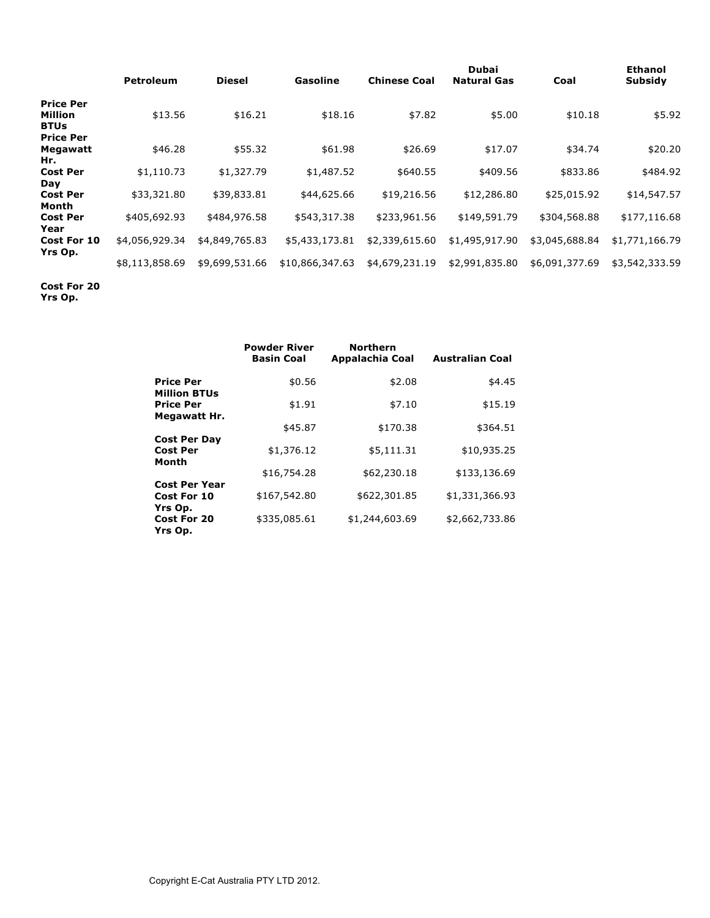| | Petroleum | Diesel | Gasoline | Chinese Coal | Dubai Natural Gas | Coal | Ethanol Subsidy |
|---|---|---|---|---|---|---|---|
| **Price Per Million BTUs** | $13.56 | $16.21 | $18.16 | $7.82 | $5.00 | $10.18 | $5.92 |
| **Price Per Megawatt Hr.** | $46.28 | $55.32 | $61.98 | $26.69 | $17.07 | $34.74 | $20.20 |
| **Cost Per Day** | $1,110.73 | $1,327.79 | $1,487.52 | $640.55 | $409.56 | $833.86 | $484.92 |
| **Cost Per Month** | $33,321.80 | $39,833.81 | $44,625.66 | $19,216.56 | $12,286.80 | $25,015.92 | $14,547.57 |
| **Cost Per Year** | $405,692.93 | $484,976.58 | $543,317.38 | $233,961.56 | $149,591.79 | $304,568.88 | $177,116.68 |
| **Cost For 10 Yrs Op.** | $4,056,929.34 | $4,849,765.83 | $5,433,173.81 | $2,339,615.60 | $1,495,917.90 | $3,045,688.84 | $1,771,166.79 |
| **Cost For 20 Yrs Op.** | $8,113,858.69 | $9,699,531.66 | $10,866,347.63 | $4,679,231.19 | $2,991,835.80 | $6,091,377.69 | $3,542,333.59 |

| | Powder River Basin Coal | Northern Appalachia Coal | Australian Coal |
|---|---|---|---|
| **Price Per Million BTUs** | $0.56 | $2.08 | $4.45 |
| **Price Per Megawatt Hr.** | $1.91 | $7.10 | $15.19 |
| **Cost Per Day** | $45.87 | $170.38 | $364.51 |
| **Cost Per Month** | $1,376.12 | $5,111.31 | $10,935.25 |
| **Cost Per Year** | $16,754.28 | $62,230.18 | $133,136.69 |
| **Cost For 10 Yrs Op.** | $167,542.80 | $622,301.85 | $1,331,366.93 |
| **Cost For 20 Yrs Op.** | $335,085.61 | $1,244,603.69 | $2,662,733.86 |

Copyright E-Cat Australia PTY LTD 2012.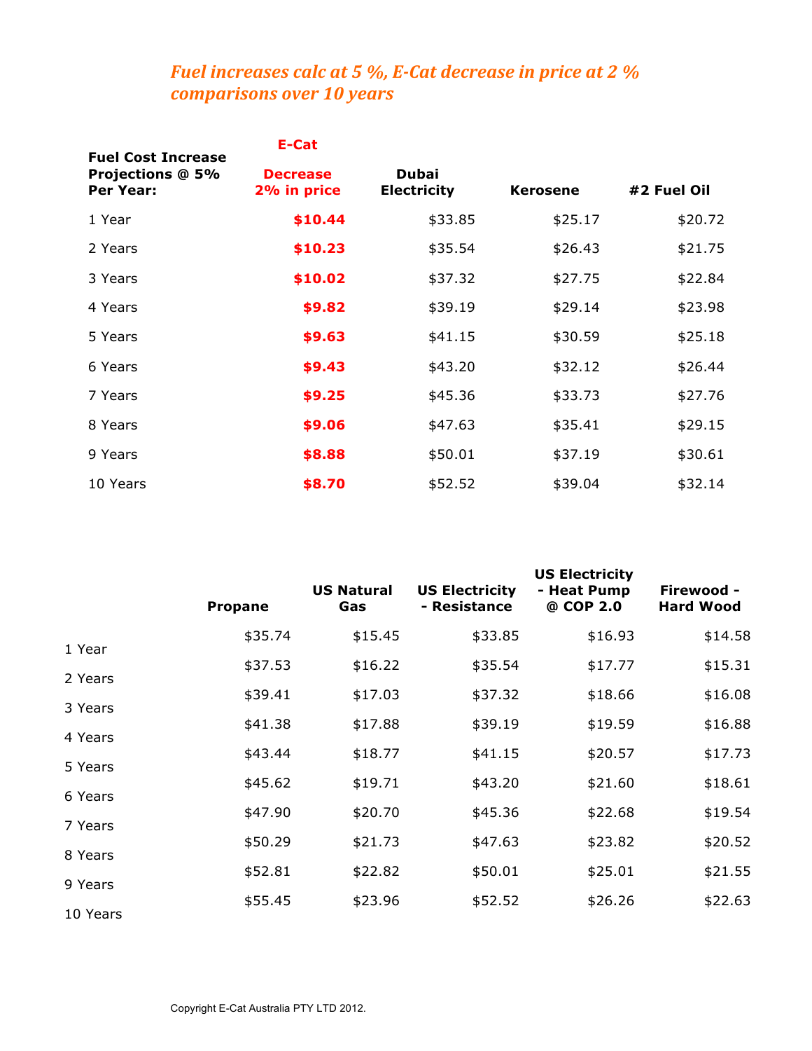*Fuel increases calc at 5 %, E-Cat decrease in price at 2 % comparisons over 10 years*

| Fuel Cost Increase Projections @ 5% Per Year: | E-Cat Decrease 2% in price | Dubai Electricity | Kerosene | #2 Fuel Oil |
|---|---|---|---|---|
| 1 Year | **$10.44** | $33.85 | $25.17 | $20.72 |
| 2 Years | **$10.23** | $35.54 | $26.43 | $21.75 |
| 3 Years | **$10.02** | $37.32 | $27.75 | $22.84 |
| 4 Years | **$9.82** | $39.19 | $29.14 | $23.98 |
| 5 Years | **$9.63** | $41.15 | $30.59 | $25.18 |
| 6 Years | **$9.43** | $43.20 | $32.12 | $26.44 |
| 7 Years | **$9.25** | $45.36 | $33.73 | $27.76 |
| 8 Years | **$9.06** | $47.63 | $35.41 | $29.15 |
| 9 Years | **$8.88** | $50.01 | $37.19 | $30.61 |
| 10 Years | **$8.70** | $52.52 | $39.04 | $32.14 |

| | Propane | US Natural Gas | US Electricity - Resistance | US Electricity - Heat Pump @ COP 2.0 | Firewood - Hard Wood |
|---|---|---|---|---|---|
| 1 Year | $35.74 | $15.45 | $33.85 | $16.93 | $14.58 |
| 2 Years | $37.53 | $16.22 | $35.54 | $17.77 | $15.31 |
| 3 Years | $39.41 | $17.03 | $37.32 | $18.66 | $16.08 |
| 4 Years | $41.38 | $17.88 | $39.19 | $19.59 | $16.88 |
| 5 Years | $43.44 | $18.77 | $41.15 | $20.57 | $17.73 |
| 6 Years | $45.62 | $19.71 | $43.20 | $21.60 | $18.61 |
| 7 Years | $47.90 | $20.70 | $45.36 | $22.68 | $19.54 |
| 8 Years | $50.29 | $21.73 | $47.63 | $23.82 | $20.52 |
| 9 Years | $52.81 | $22.82 | $50.01 | $25.01 | $21.55 |
| 10 Years | $55.45 | $23.96 | $52.52 | $26.26 | $22.63 |

Copyright E-Cat Australia PTY LTD 2012.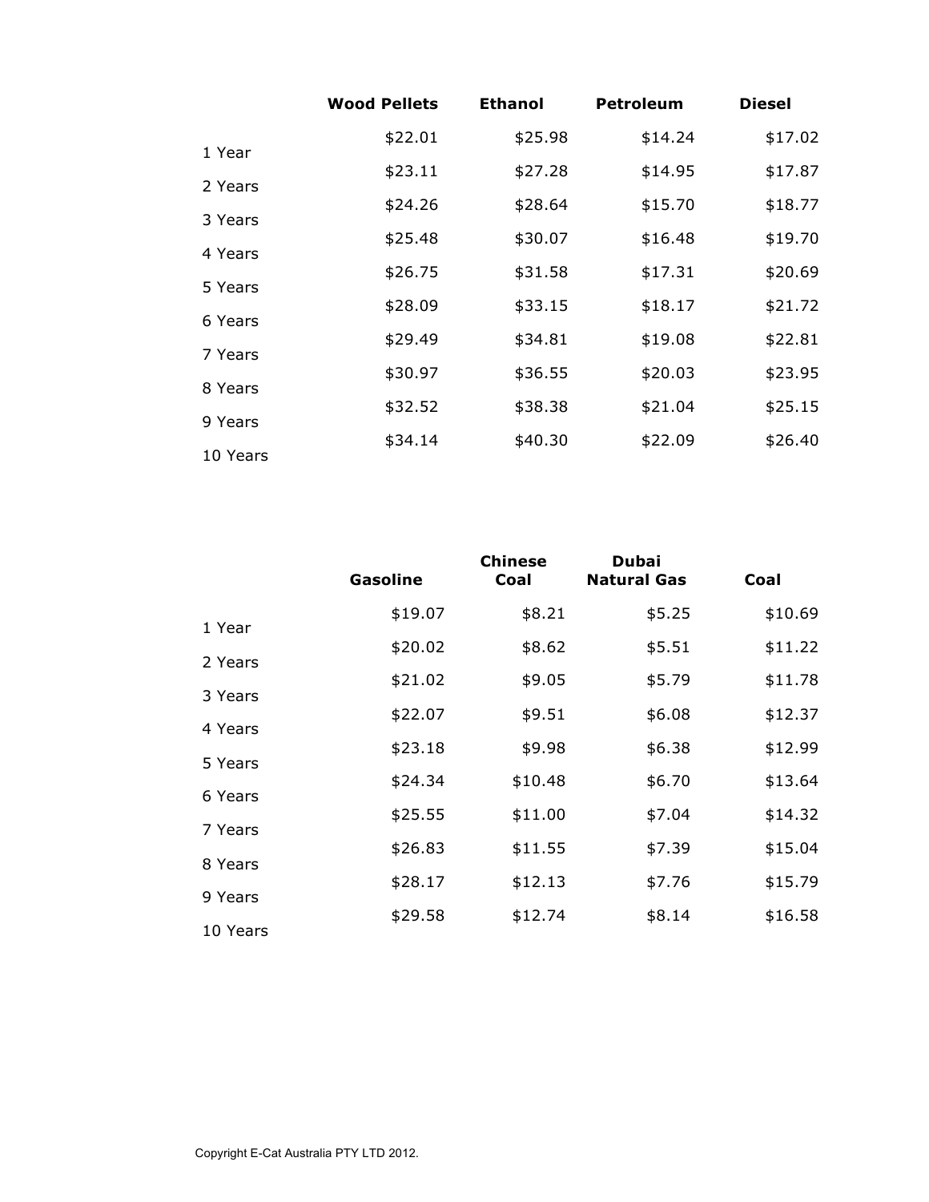| | Wood Pellets | Ethanol | Petroleum | Diesel |
|---|---|---|---|---|
| 1 Year | $22.01 | $25.98 | $14.24 | $17.02 |
| 2 Years | $23.11 | $27.28 | $14.95 | $17.87 |
| 3 Years | $24.26 | $28.64 | $15.70 | $18.77 |
| 4 Years | $25.48 | $30.07 | $16.48 | $19.70 |
| 5 Years | $26.75 | $31.58 | $17.31 | $20.69 |
| 6 Years | $28.09 | $33.15 | $18.17 | $21.72 |
| 7 Years | $29.49 | $34.81 | $19.08 | $22.81 |
| 8 Years | $30.97 | $36.55 | $20.03 | $23.95 |
| 9 Years | $32.52 | $38.38 | $21.04 | $25.15 |
| 10 Years | $34.14 | $40.30 | $22.09 | $26.40 |

| | Gasoline | Chinese Coal | Dubai Natural Gas | Coal |
|---|---|---|---|---|
| 1 Year | $19.07 | $8.21 | $5.25 | $10.69 |
| 2 Years | $20.02 | $8.62 | $5.51 | $11.22 |
| 3 Years | $21.02 | $9.05 | $5.79 | $11.78 |
| 4 Years | $22.07 | $9.51 | $6.08 | $12.37 |
| 5 Years | $23.18 | $9.98 | $6.38 | $12.99 |
| 6 Years | $24.34 | $10.48 | $6.70 | $13.64 |
| 7 Years | $25.55 | $11.00 | $7.04 | $14.32 |
| 8 Years | $26.83 | $11.55 | $7.39 | $15.04 |
| 9 Years | $28.17 | $12.13 | $7.76 | $15.79 |
| 10 Years | $29.58 | $12.74 | $8.14 | $16.58 |

Copyright E-Cat Australia PTY LTD 2012.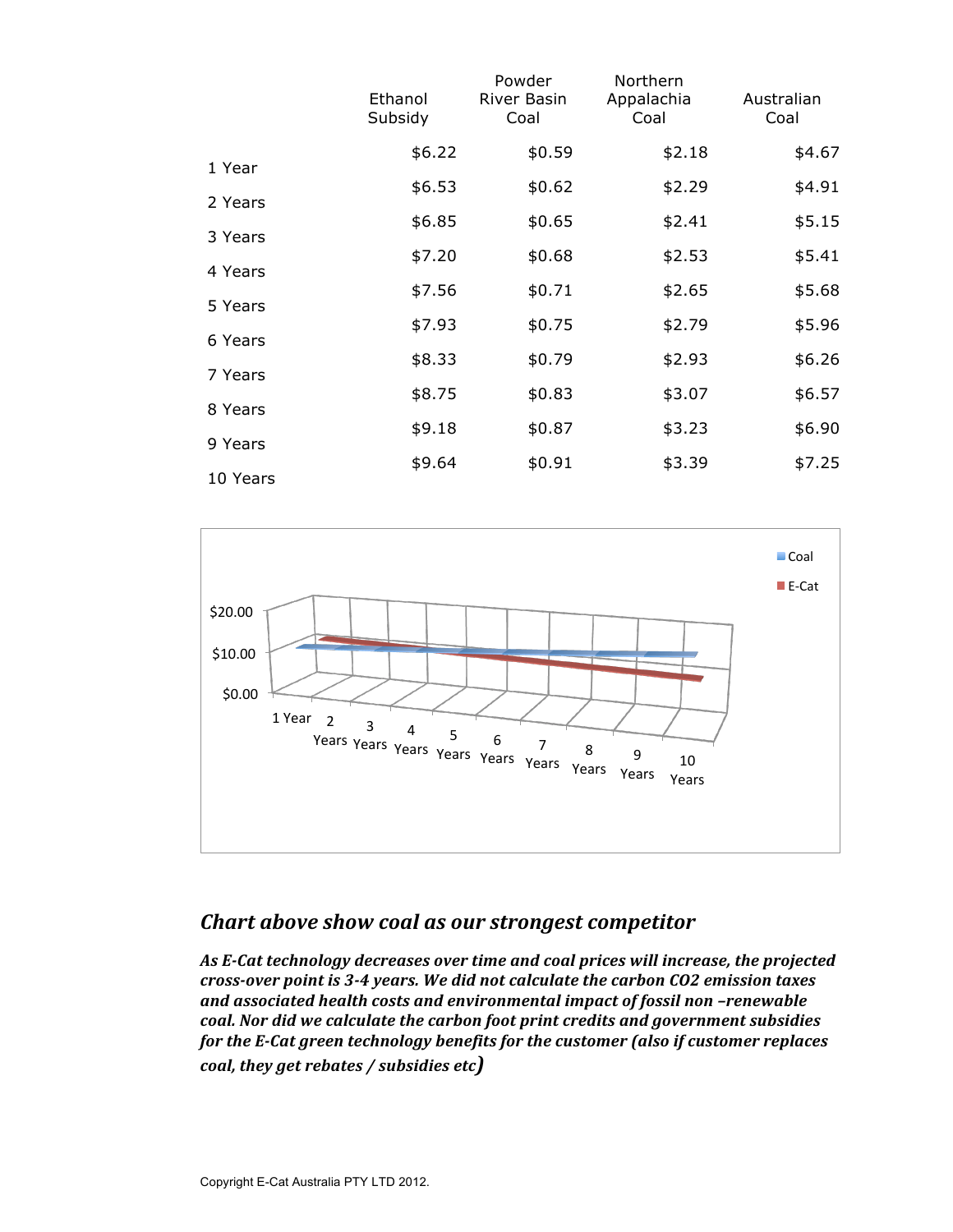| | Ethanol Subsidy | Powder River Basin Coal | Northern Appalachia Coal | Australian Coal |
|---|---|---|---|---|
| 1 Year | $6.22 | $0.59 | $2.18 | $4.67 |
| 2 Years | $6.53 | $0.62 | $2.29 | $4.91 |
| 3 Years | $6.85 | $0.65 | $2.41 | $5.15 |
| 4 Years | $7.20 | $0.68 | $2.53 | $5.41 |
| 5 Years | $7.56 | $0.71 | $2.65 | $5.68 |
| 6 Years | $7.93 | $0.75 | $2.79 | $5.96 |
| 7 Years | $8.33 | $0.79 | $2.93 | $6.26 |
| 8 Years | $8.75 | $0.83 | $3.07 | $6.57 |
| 9 Years | $9.18 | $0.87 | $3.23 | $6.90 |
| 10 Years | $9.64 | $0.91 | $3.39 | $7.25 |

Coal
E-Cat

$20.00
$10.00
$0.00

1 Year, 2 Years, 3 Years, 4 Years, 5 Years, 6 Years, 7 Years, 8 Years, 9 Years, 10 Years

## *Chart above show coal as our strongest competitor*

***As E-Cat technology decreases over time and coal prices will increase, the projected cross-over point is 3-4 years. We did not calculate the carbon CO2 emission taxes and associated health costs and environmental impact of fossil non –renewable coal. Nor did we calculate the carbon foot print credits and government subsidies for the E-Cat green technology benefits for the customer (also if customer replaces coal, they get rebates / subsidies etc)***

Copyright E-Cat Australia PTY LTD 2012.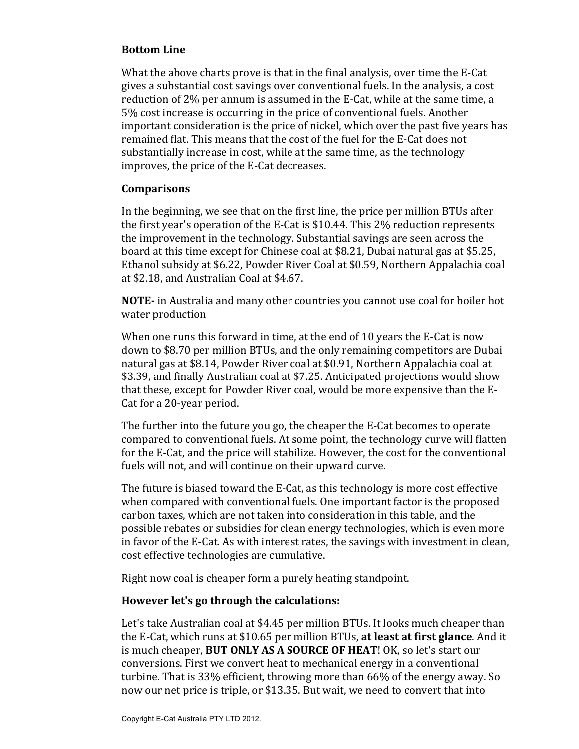## Bottom Line

What the above charts prove is that in the final analysis, over time the E-Cat gives a substantial cost savings over conventional fuels. In the analysis, a cost reduction of 2% per annum is assumed in the E-Cat, while at the same time, a 5% cost increase is occurring in the price of conventional fuels. Another important consideration is the price of nickel, which over the past five years has remained flat. This means that the cost of the fuel for the E-Cat does not substantially increase in cost, while at the same time, as the technology improves, the price of the E-Cat decreases.

## Comparisons

In the beginning, we see that on the first line, the price per million BTUs after the first year's operation of the E-Cat is $10.44. This 2% reduction represents the improvement in the technology. Substantial savings are seen across the board at this time except for Chinese coal at $8.21, Dubai natural gas at $5.25, Ethanol subsidy at $6.22, Powder River Coal at $0.59, Northern Appalachia coal at $2.18, and Australian Coal at $4.67.

**NOTE-** in Australia and many other countries you cannot use coal for boiler hot water production

When one runs this forward in time, at the end of 10 years the E-Cat is now down to $8.70 per million BTUs, and the only remaining competitors are Dubai natural gas at $8.14, Powder River coal at $0.91, Northern Appalachia coal at $3.39, and finally Australian coal at $7.25. Anticipated projections would show that these, except for Powder River coal, would be more expensive than the E-Cat for a 20-year period.

The further into the future you go, the cheaper the E-Cat becomes to operate compared to conventional fuels. At some point, the technology curve will flatten for the E-Cat, and the price will stabilize. However, the cost for the conventional fuels will not, and will continue on their upward curve.

The future is biased toward the E-Cat, as this technology is more cost effective when compared with conventional fuels. One important factor is the proposed carbon taxes, which are not taken into consideration in this table, and the possible rebates or subsidies for clean energy technologies, which is even more in favor of the E-Cat. As with interest rates, the savings with investment in clean, cost effective technologies are cumulative.

Right now coal is cheaper form a purely heating standpoint.

**However let's go through the calculations:**

Let's take Australian coal at $4.45 per million BTUs. It looks much cheaper than the E-Cat, which runs at $10.65 per million BTUs, **at least at first glance**. And it is much cheaper, **BUT ONLY AS A SOURCE OF HEAT**! OK, so let's start our conversions. First we convert heat to mechanical energy in a conventional turbine. That is 33% efficient, throwing more than 66% of the energy away. So now our net price is triple, or $13.35. But wait, we need to convert that into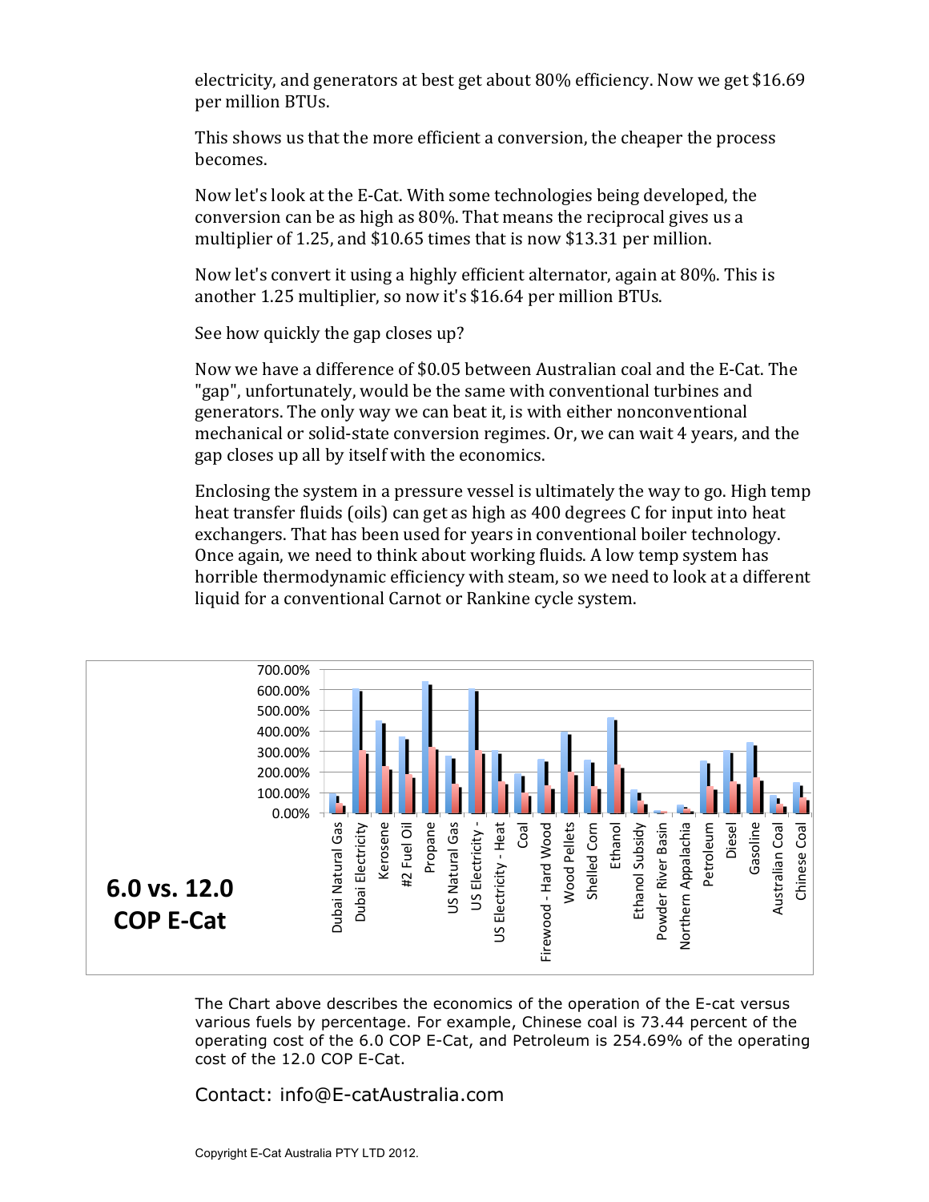electricity, and generators at best get about 80% efficiency. Now we get $16.69 per million BTUs.

This shows us that the more efficient a conversion, the cheaper the process becomes.

Now let's look at the E-Cat. With some technologies being developed, the conversion can be as high as 80%. That means the reciprocal gives us a multiplier of 1.25, and $10.65 times that is now $13.31 per million.

Now let's convert it using a highly efficient alternator, again at 80%. This is another 1.25 multiplier, so now it's $16.64 per million BTUs.

See how quickly the gap closes up?

Now we have a difference of $0.05 between Australian coal and the E-Cat. The "gap", unfortunately, would be the same with conventional turbines and generators. The only way we can beat it, is with either nonconventional mechanical or solid-state conversion regimes. Or, we can wait 4 years, and the gap closes up all by itself with the economics.

Enclosing the system in a pressure vessel is ultimately the way to go. High temp heat transfer fluids (oils) can get as high as 400 degrees C for input into heat exchangers. That has been used for years in conventional boiler technology. Once again, we need to think about working fluids. A low temp system has horrible thermodynamic efficiency with steam, so we need to look at a different liquid for a conventional Carnot or Rankine cycle system.

**6.0 vs. 12.0 COP E-Cat**

700.00%
600.00%
500.00%
400.00%
300.00%
200.00%
100.00%
0.00%

Dubai Natural Gas
Dubai Electricity
Kerosene
#2 Fuel Oil
Propane
US Natural Gas
US Electricity -
US Electricity - Heat
Coal
Firewood - Hard Wood
Wood Pellets
Shelled Corn
Ethanol
Ethanol Subsidy
Powder River Basin
Northern Appalachia
Petroleum
Diesel
Gasoline
Australian Coal
Chinese Coal

The Chart above describes the economics of the operation of the E-cat versus various fuels by percentage. For example, Chinese coal is 73.44 percent of the operating cost of the 6.0 COP E-Cat, and Petroleum is 254.69% of the operating cost of the 12.0 COP E-Cat.

Contact: info@E-catAustralia.com

Copyright E-Cat Australia PTY LTD 2012.